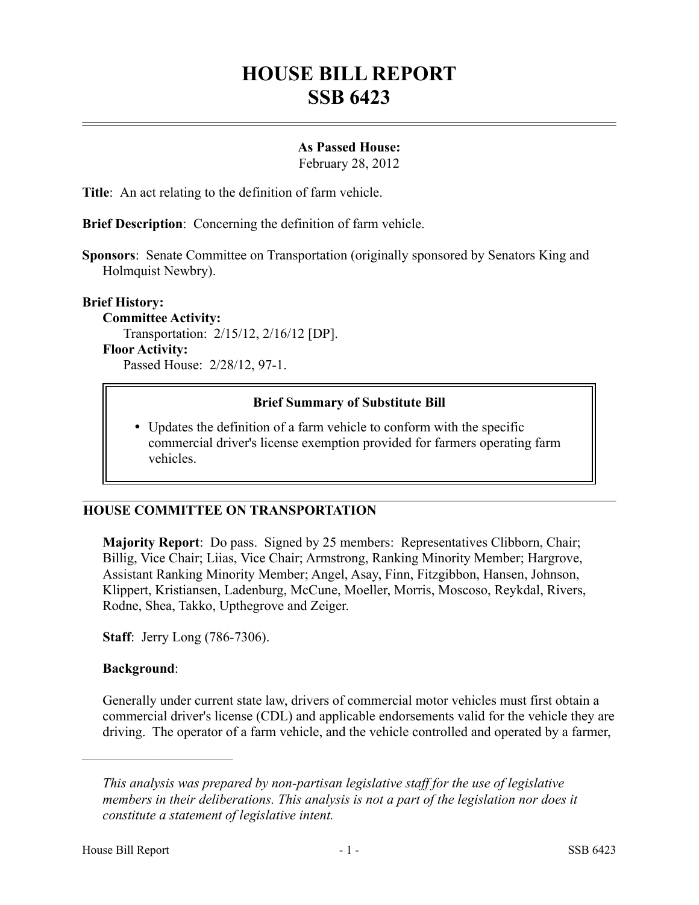# HOUSE BILL REPORT
# SSB 6423

**As Passed House:**
February 28, 2012

**Title**: An act relating to the definition of farm vehicle.

**Brief Description**: Concerning the definition of farm vehicle.

**Sponsors**: Senate Committee on Transportation (originally sponsored by Senators King and Holmquist Newbry).

**Brief History:**

**Committee Activity:**
Transportation: 2/15/12, 2/16/12 [DP].

**Floor Activity:**
Passed House: 2/28/12, 97-1.

**Brief Summary of Substitute Bill**

- Updates the definition of a farm vehicle to conform with the specific commercial driver's license exemption provided for farmers operating farm vehicles.

## HOUSE COMMITTEE ON TRANSPORTATION

**Majority Report**: Do pass. Signed by 25 members: Representatives Clibborn, Chair; Billig, Vice Chair; Liias, Vice Chair; Armstrong, Ranking Minority Member; Hargrove, Assistant Ranking Minority Member; Angel, Asay, Finn, Fitzgibbon, Hansen, Johnson, Klippert, Kristiansen, Ladenburg, McCune, Moeller, Morris, Moscoso, Reykdal, Rivers, Rodne, Shea, Takko, Upthegrove and Zeiger.

**Staff**: Jerry Long (786-7306).

**Background**:

Generally under current state law, drivers of commercial motor vehicles must first obtain a commercial driver's license (CDL) and applicable endorsements valid for the vehicle they are driving. The operator of a farm vehicle, and the vehicle controlled and operated by a farmer,

---

*This analysis was prepared by non-partisan legislative staff for the use of legislative members in their deliberations. This analysis is not a part of the legislation nor does it constitute a statement of legislative intent.*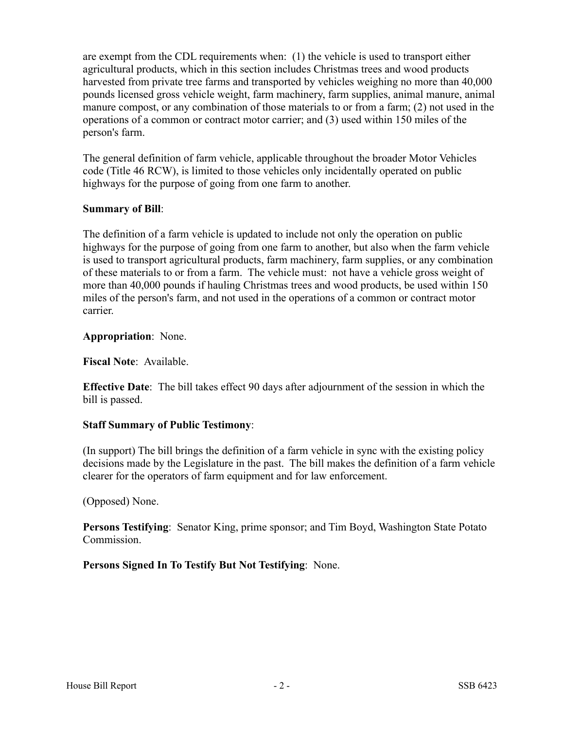are exempt from the CDL requirements when: (1) the vehicle is used to transport either agricultural products, which in this section includes Christmas trees and wood products harvested from private tree farms and transported by vehicles weighing no more than 40,000 pounds licensed gross vehicle weight, farm machinery, farm supplies, animal manure, animal manure compost, or any combination of those materials to or from a farm; (2) not used in the operations of a common or contract motor carrier; and (3) used within 150 miles of the person's farm.

The general definition of farm vehicle, applicable throughout the broader Motor Vehicles code (Title 46 RCW), is limited to those vehicles only incidentally operated on public highways for the purpose of going from one farm to another.

**Summary of Bill**:

The definition of a farm vehicle is updated to include not only the operation on public highways for the purpose of going from one farm to another, but also when the farm vehicle is used to transport agricultural products, farm machinery, farm supplies, or any combination of these materials to or from a farm. The vehicle must: not have a vehicle gross weight of more than 40,000 pounds if hauling Christmas trees and wood products, be used within 150 miles of the person's farm, and not used in the operations of a common or contract motor carrier.

**Appropriation**: None.

**Fiscal Note**: Available.

**Effective Date**: The bill takes effect 90 days after adjournment of the session in which the bill is passed.

**Staff Summary of Public Testimony**:

(In support) The bill brings the definition of a farm vehicle in sync with the existing policy decisions made by the Legislature in the past. The bill makes the definition of a farm vehicle clearer for the operators of farm equipment and for law enforcement.

(Opposed) None.

**Persons Testifying**: Senator King, prime sponsor; and Tim Boyd, Washington State Potato Commission.

**Persons Signed In To Testify But Not Testifying**: None.